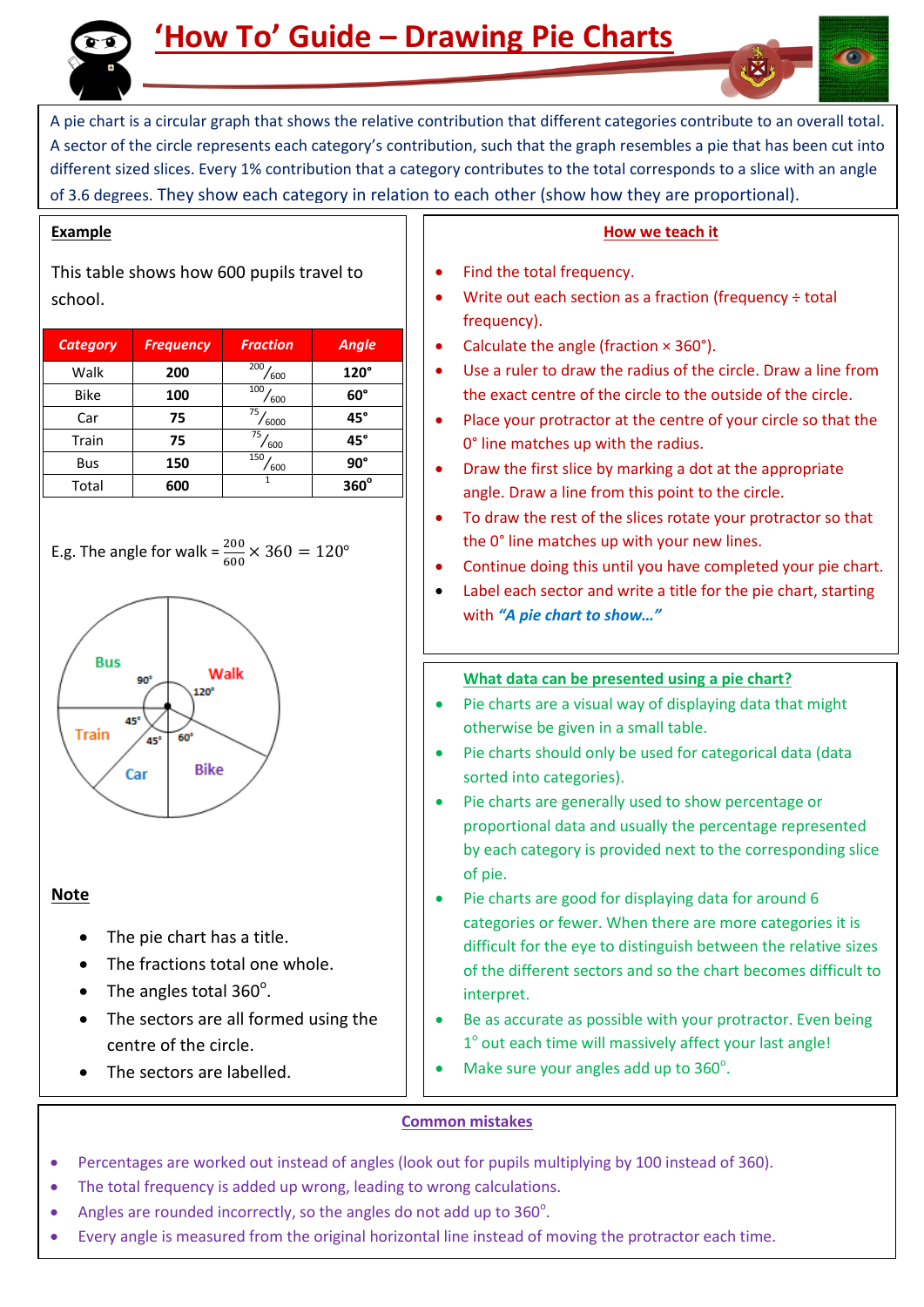# 'How To' Guide – Drawing Pie Charts

A pie chart is a circular graph that shows the relative contribution that different categories contribute to an overall total. A sector of the circle represents each category's contribution, such that the graph resembles a pie that has been cut into different sized slices. Every 1% contribution that a category contributes to the total corresponds to a slice with an angle of 3.6 degrees. They show each category in relation to each other (show how they are proportional).

## Example

This table shows how 600 pupils travel to school.

| Category | Frequency | Fraction | Angle |
|---|---|---|---|
| Walk | **200** | $^{200}/_{600}$ | **120°** |
| Bike | **100** | $^{100}/_{600}$ | **60°** |
| Car | **75** | $^{75}/_{6000}$ | **45°** |
| Train | **75** | $^{75}/_{600}$ | **45°** |
| Bus | **150** | $^{150}/_{600}$ | **90°** |
| Total | **600** | 1 | **360°** |

E.g. The angle for walk = $\frac{200}{600} \times 360 = 120°$

Bus 90°, Walk 120°, Train 45°, Car 45°, Bike 60°

## Note

- The pie chart has a title.
- The fractions total one whole.
- The angles total 360°.
- The sectors are all formed using the centre of the circle.
- The sectors are labelled.

## How we teach it

- Find the total frequency.
- Write out each section as a fraction (frequency ÷ total frequency).
- Calculate the angle (fraction × 360°).
- Use a ruler to draw the radius of the circle. Draw a line from the exact centre of the circle to the outside of the circle.
- Place your protractor at the centre of your circle so that the 0° line matches up with the radius.
- Draw the first slice by marking a dot at the appropriate angle. Draw a line from this point to the circle.
- To draw the rest of the slices rotate your protractor so that the 0° line matches up with your new lines.
- Continue doing this until you have completed your pie chart.
- Label each sector and write a title for the pie chart, starting with ***"A pie chart to show…"***

## What data can be presented using a pie chart?

- Pie charts are a visual way of displaying data that might otherwise be given in a small table.
- Pie charts should only be used for categorical data (data sorted into categories).
- Pie charts are generally used to show percentage or proportional data and usually the percentage represented by each category is provided next to the corresponding slice of pie.
- Pie charts are good for displaying data for around 6 categories or fewer. When there are more categories it is difficult for the eye to distinguish between the relative sizes of the different sectors and so the chart becomes difficult to interpret.
- Be as accurate as possible with your protractor. Even being 1° out each time will massively affect your last angle!
- Make sure your angles add up to 360°.

## Common mistakes

- Percentages are worked out instead of angles (look out for pupils multiplying by 100 instead of 360).
- The total frequency is added up wrong, leading to wrong calculations.
- Angles are rounded incorrectly, so the angles do not add up to 360°.
- Every angle is measured from the original horizontal line instead of moving the protractor each time.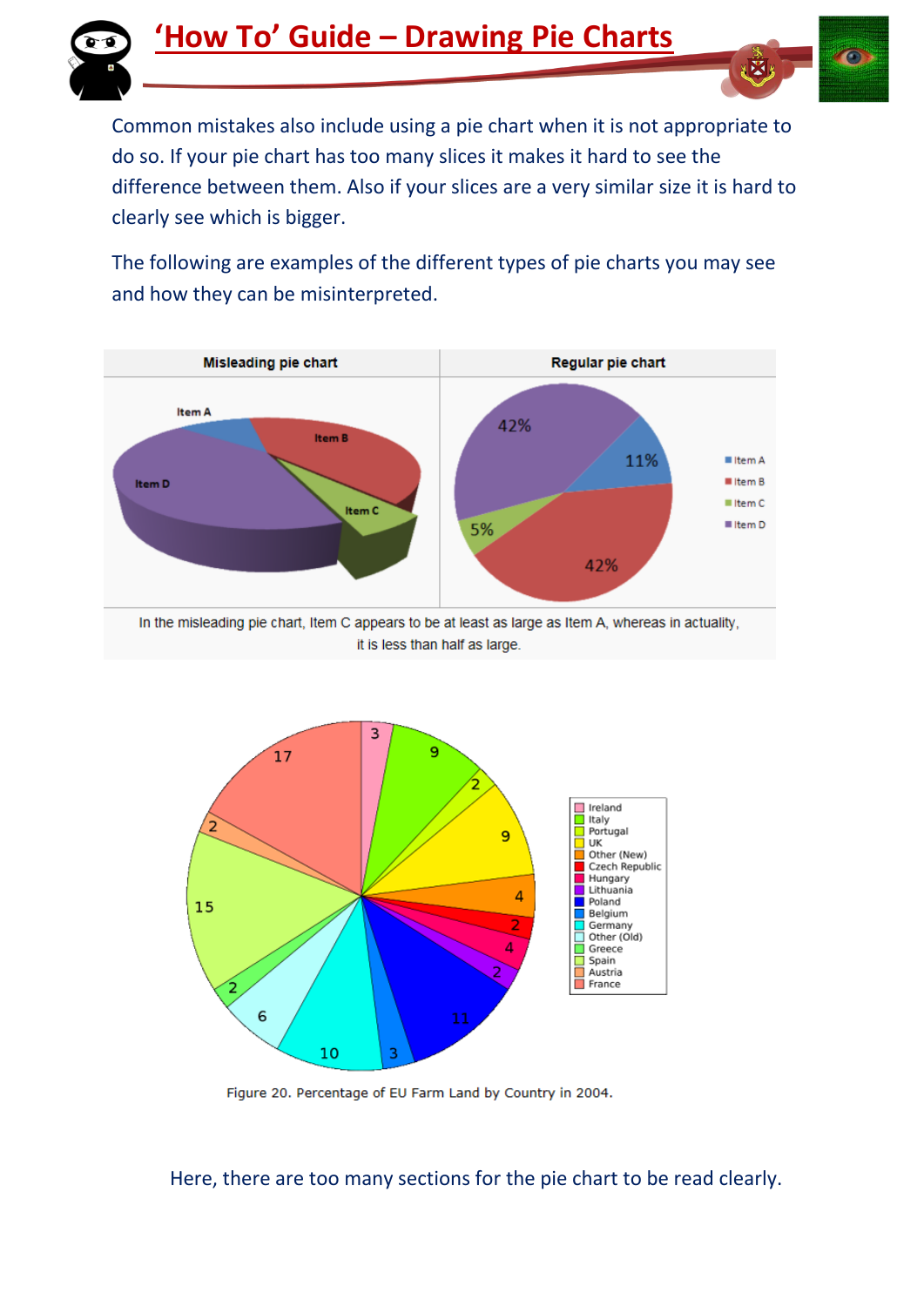# 'How To' Guide – Drawing Pie Charts

Common mistakes also include using a pie chart when it is not appropriate to do so. If your pie chart has too many slices it makes it hard to see the difference between them. Also if your slices are a very similar size it is hard to clearly see which is bigger.

The following are examples of the different types of pie charts you may see and how they can be misinterpreted.

Misleading pie chart

Item A
Item B
Item D
Item C

Regular pie chart

42%
11%
5%
42%

Item A
Item B
Item C
Item D

In the misleading pie chart, Item C appears to be at least as large as Item A, whereas in actuality, it is less than half as large.

3
9
2
9
4
2
4
2
11
3
10
6
2
15
2
17

Ireland
Italy
Portugal
UK
Other (New)
Czech Republic
Hungary
Lithuania
Poland
Belgium
Germany
Other (Old)
Greece
Spain
Austria
France

Figure 20. Percentage of EU Farm Land by Country in 2004.

Here, there are too many sections for the pie chart to be read clearly.